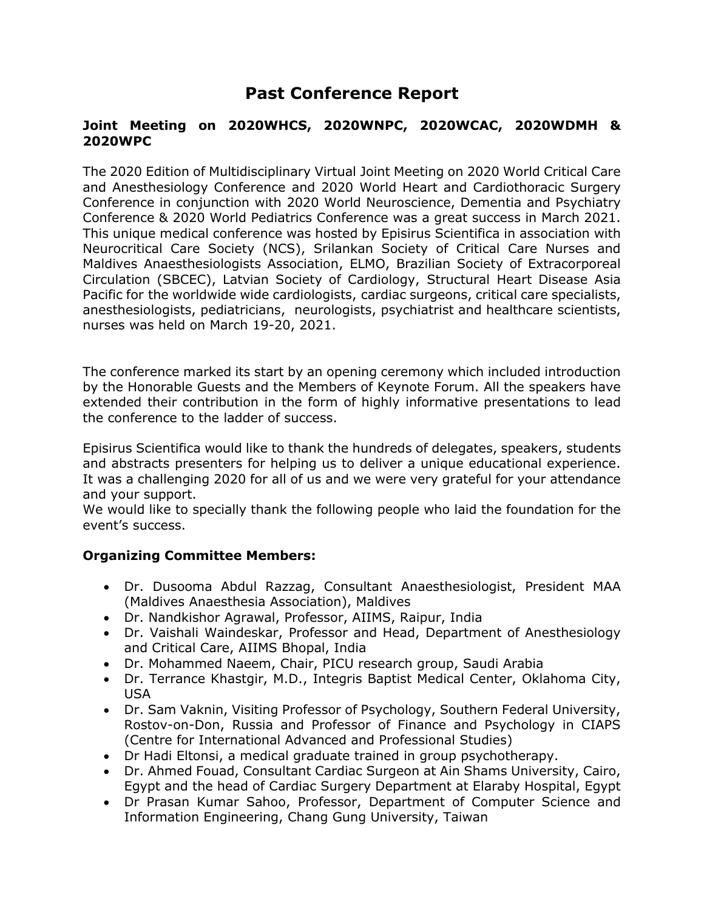# Past Conference Report

### Joint Meeting on 2020WHCS, 2020WNPC, 2020WCAC, 2020WDMH & 2020WPC

The 2020 Edition of Multidisciplinary Virtual Joint Meeting on 2020 World Critical Care and Anesthesiology Conference and 2020 World Heart and Cardiothoracic Surgery Conference in conjunction with 2020 World Neuroscience, Dementia and Psychiatry Conference & 2020 World Pediatrics Conference was a great success in March 2021. This unique medical conference was hosted by Episirus Scientifica in association with Neurocritical Care Society (NCS), Srilankan Society of Critical Care Nurses and Maldives Anaesthesiologists Association, ELMO, Brazilian Society of Extracorporeal Circulation (SBCEC), Latvian Society of Cardiology, Structural Heart Disease Asia Pacific for the worldwide wide cardiologists, cardiac surgeons, critical care specialists, anesthesiologists, pediatricians, neurologists, psychiatrist and healthcare scientists, nurses was held on March 19-20, 2021.

The conference marked its start by an opening ceremony which included introduction by the Honorable Guests and the Members of Keynote Forum. All the speakers have extended their contribution in the form of highly informative presentations to lead the conference to the ladder of success.

Episirus Scientifica would like to thank the hundreds of delegates, speakers, students and abstracts presenters for helping us to deliver a unique educational experience. It was a challenging 2020 for all of us and we were very grateful for your attendance and your support.
We would like to specially thank the following people who laid the foundation for the event's success.

**Organizing Committee Members:**

- Dr. Dusooma Abdul Razzag, Consultant Anaesthesiologist, President MAA (Maldives Anaesthesia Association), Maldives
- Dr. Nandkishor Agrawal, Professor, AIIMS, Raipur, India
- Dr. Vaishali Waindeskar, Professor and Head, Department of Anesthesiology and Critical Care, AIIMS Bhopal, India
- Dr. Mohammed Naeem, Chair, PICU research group, Saudi Arabia
- Dr. Terrance Khastgir, M.D., Integris Baptist Medical Center, Oklahoma City, USA
- Dr. Sam Vaknin, Visiting Professor of Psychology, Southern Federal University, Rostov-on-Don, Russia and Professor of Finance and Psychology in CIAPS (Centre for International Advanced and Professional Studies)
- Dr Hadi Eltonsi, a medical graduate trained in group psychotherapy.
- Dr. Ahmed Fouad, Consultant Cardiac Surgeon at Ain Shams University, Cairo, Egypt and the head of Cardiac Surgery Department at Elaraby Hospital, Egypt
- Dr Prasan Kumar Sahoo, Professor, Department of Computer Science and Information Engineering, Chang Gung University, Taiwan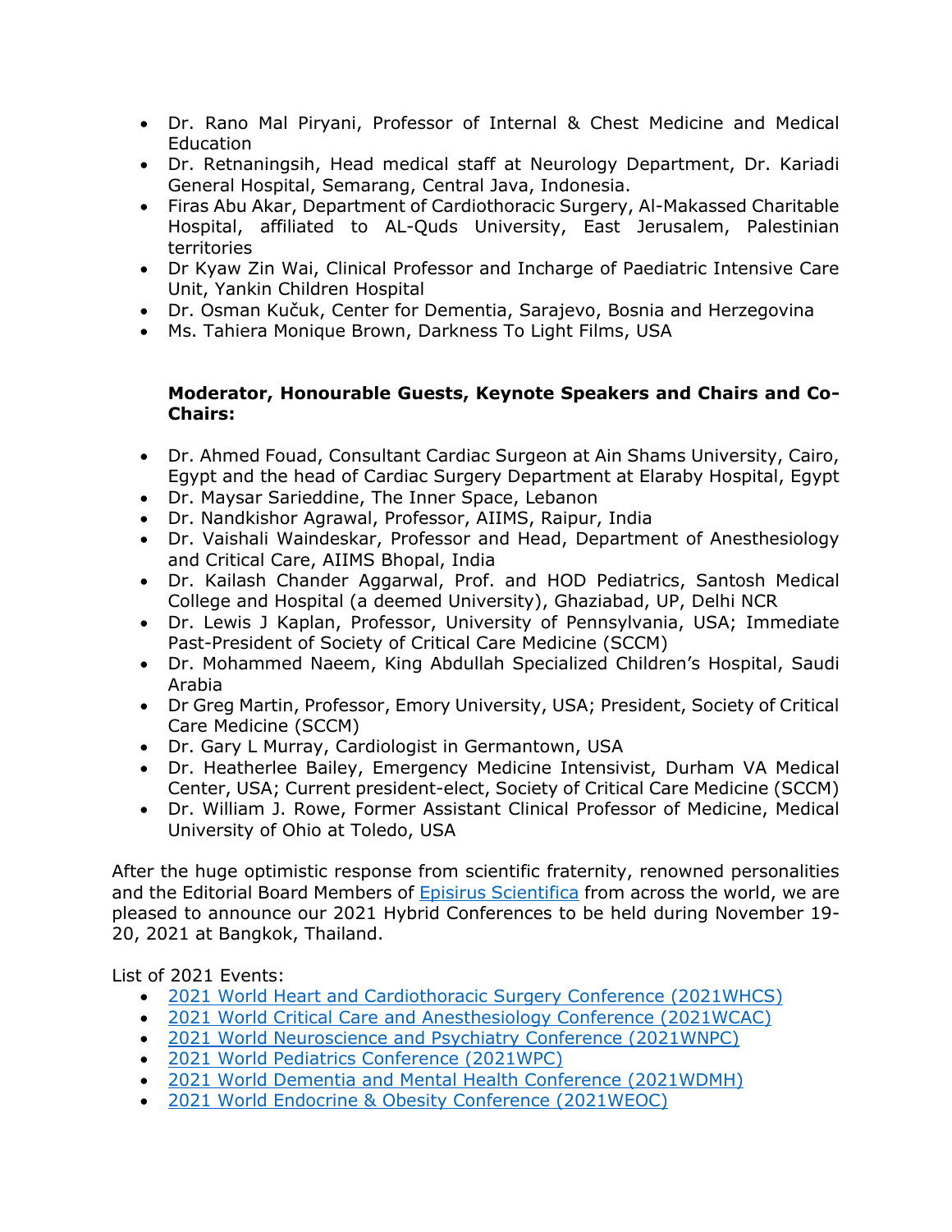- Dr. Rano Mal Piryani, Professor of Internal & Chest Medicine and Medical Education
- Dr. Retnaningsih, Head medical staff at Neurology Department, Dr. Kariadi General Hospital, Semarang, Central Java, Indonesia.
- Firas Abu Akar, Department of Cardiothoracic Surgery, Al-Makassed Charitable Hospital, affiliated to AL-Quds University, East Jerusalem, Palestinian territories
- Dr Kyaw Zin Wai, Clinical Professor and Incharge of Paediatric Intensive Care Unit, Yankin Children Hospital
- Dr. Osman Kučuk, Center for Dementia, Sarajevo, Bosnia and Herzegovina
- Ms. Tahiera Monique Brown, Darkness To Light Films, USA

**Moderator, Honourable Guests, Keynote Speakers and Chairs and Co-Chairs:**

- Dr. Ahmed Fouad, Consultant Cardiac Surgeon at Ain Shams University, Cairo, Egypt and the head of Cardiac Surgery Department at Elaraby Hospital, Egypt
- Dr. Maysar Sarieddine, The Inner Space, Lebanon
- Dr. Nandkishor Agrawal, Professor, AIIMS, Raipur, India
- Dr. Vaishali Waindeskar, Professor and Head, Department of Anesthesiology and Critical Care, AIIMS Bhopal, India
- Dr. Kailash Chander Aggarwal, Prof. and HOD Pediatrics, Santosh Medical College and Hospital (a deemed University), Ghaziabad, UP, Delhi NCR
- Dr. Lewis J Kaplan, Professor, University of Pennsylvania, USA; Immediate Past-President of Society of Critical Care Medicine (SCCM)
- Dr. Mohammed Naeem, King Abdullah Specialized Children's Hospital, Saudi Arabia
- Dr Greg Martin, Professor, Emory University, USA; President, Society of Critical Care Medicine (SCCM)
- Dr. Gary L Murray, Cardiologist in Germantown, USA
- Dr. Heatherlee Bailey, Emergency Medicine Intensivist, Durham VA Medical Center, USA; Current president-elect, Society of Critical Care Medicine (SCCM)
- Dr. William J. Rowe, Former Assistant Clinical Professor of Medicine, Medical University of Ohio at Toledo, USA

After the huge optimistic response from scientific fraternity, renowned personalities and the Editorial Board Members of Episirus Scientifica from across the world, we are pleased to announce our 2021 Hybrid Conferences to be held during November 19-20, 2021 at Bangkok, Thailand.

List of 2021 Events:

- 2021 World Heart and Cardiothoracic Surgery Conference (2021WHCS)
- 2021 World Critical Care and Anesthesiology Conference (2021WCAC)
- 2021 World Neuroscience and Psychiatry Conference (2021WNPC)
- 2021 World Pediatrics Conference (2021WPC)
- 2021 World Dementia and Mental Health Conference (2021WDMH)
- 2021 World Endocrine & Obesity Conference (2021WEOC)